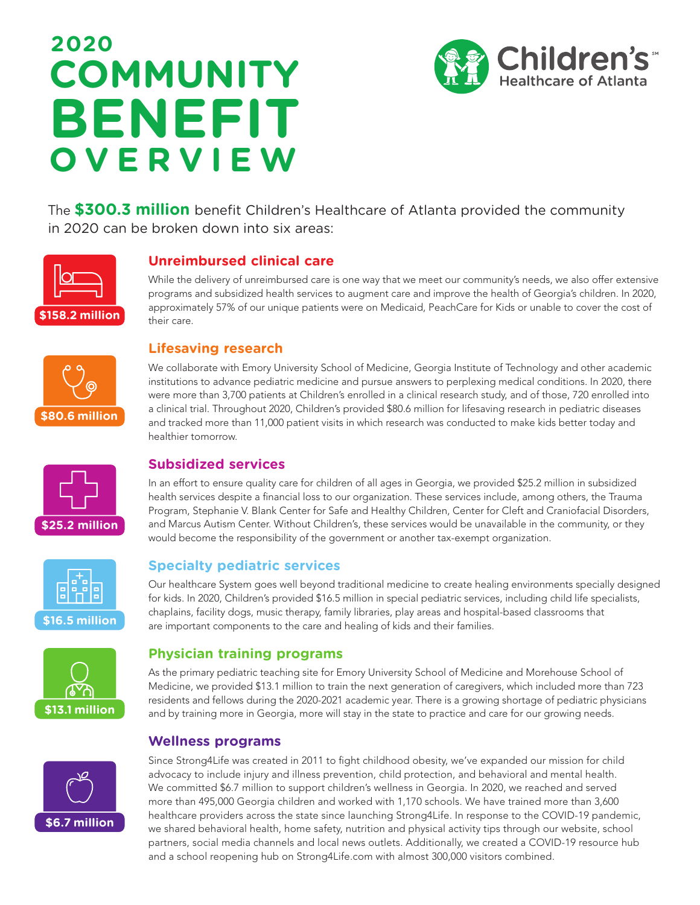# 2020 COMMUNITY BENEFIT OVERVIEW

Children's Healthcare of Atlanta

The **$300.3 million** benefit Children's Healthcare of Atlanta provided the community in 2020 can be broken down into six areas:

**$158.2 million**

## Unreimbursed clinical care

While the delivery of unreimbursed care is one way that we meet our community's needs, we also offer extensive programs and subsidized health services to augment care and improve the health of Georgia's children. In 2020, approximately 57% of our unique patients were on Medicaid, PeachCare for Kids or unable to cover the cost of their care.

**$80.6 million**

## Lifesaving research

We collaborate with Emory University School of Medicine, Georgia Institute of Technology and other academic institutions to advance pediatric medicine and pursue answers to perplexing medical conditions. In 2020, there were more than 3,700 patients at Children's enrolled in a clinical research study, and of those, 720 enrolled into a clinical trial. Throughout 2020, Children's provided $80.6 million for lifesaving research in pediatric diseases and tracked more than 11,000 patient visits in which research was conducted to make kids better today and healthier tomorrow.

**$25.2 million**

## Subsidized services

In an effort to ensure quality care for children of all ages in Georgia, we provided $25.2 million in subsidized health services despite a financial loss to our organization. These services include, among others, the Trauma Program, Stephanie V. Blank Center for Safe and Healthy Children, Center for Cleft and Craniofacial Disorders, and Marcus Autism Center. Without Children's, these services would be unavailable in the community, or they would become the responsibility of the government or another tax-exempt organization.

**$16.5 million**

## Specialty pediatric services

Our healthcare System goes well beyond traditional medicine to create healing environments specially designed for kids. In 2020, Children's provided $16.5 million in special pediatric services, including child life specialists, chaplains, facility dogs, music therapy, family libraries, play areas and hospital-based classrooms that are important components to the care and healing of kids and their families.

**$13.1 million**

## Physician training programs

As the primary pediatric teaching site for Emory University School of Medicine and Morehouse School of Medicine, we provided $13.1 million to train the next generation of caregivers, which included more than 723 residents and fellows during the 2020-2021 academic year. There is a growing shortage of pediatric physicians and by training more in Georgia, more will stay in the state to practice and care for our growing needs.

**$6.7 million**

## Wellness programs

Since Strong4Life was created in 2011 to fight childhood obesity, we've expanded our mission for child advocacy to include injury and illness prevention, child protection, and behavioral and mental health. We committed $6.7 million to support children's wellness in Georgia. In 2020, we reached and served more than 495,000 Georgia children and worked with 1,170 schools. We have trained more than 3,600 healthcare providers across the state since launching Strong4Life. In response to the COVID-19 pandemic, we shared behavioral health, home safety, nutrition and physical activity tips through our website, school partners, social media channels and local news outlets. Additionally, we created a COVID-19 resource hub and a school reopening hub on Strong4Life.com with almost 300,000 visitors combined.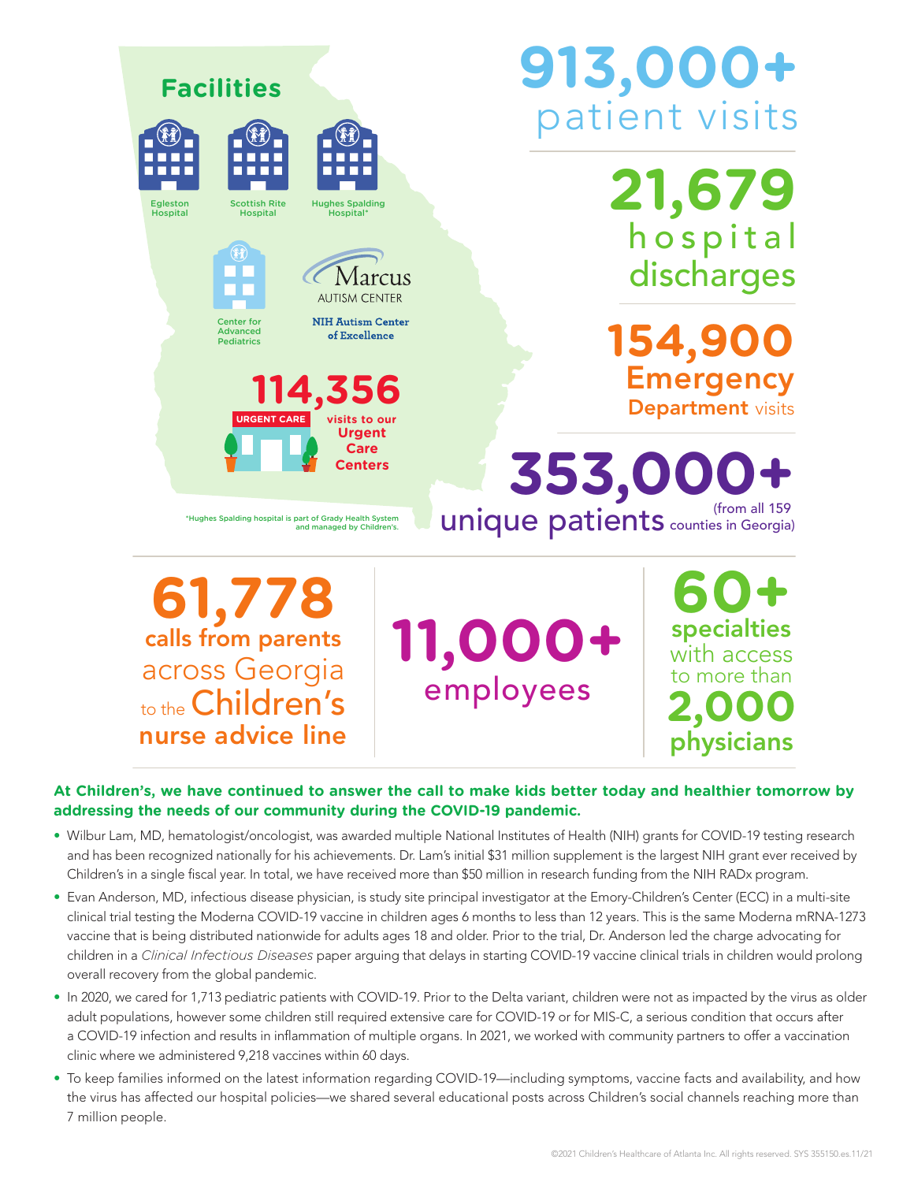## Facilities

Egleston Hospital

Scottish Rite Hospital

Hughes Spalding Hospital*

Center for Advanced Pediatrics

Marcus AUTISM CENTER

NIH Autism Center of Excellence

**114,356** visits to our **Urgent Care Centers**

URGENT CARE

*Hughes Spalding hospital is part of Grady Health System and managed by Children's.

**913,000+** patient visits

**21,679** hospital discharges

**154,900** Emergency Department visits

**353,000+** unique patients (from all 159 counties in Georgia)

**61,778** calls from parents across Georgia to the Children's nurse advice line

**11,000+** employees

**60+** specialties with access to more than **2,000** physicians

**At Children's, we have continued to answer the call to make kids better today and healthier tomorrow by addressing the needs of our community during the COVID-19 pandemic.**

- Wilbur Lam, MD, hematologist/oncologist, was awarded multiple National Institutes of Health (NIH) grants for COVID-19 testing research and has been recognized nationally for his achievements. Dr. Lam's initial $31 million supplement is the largest NIH grant ever received by Children's in a single fiscal year. In total, we have received more than $50 million in research funding from the NIH RADx program.
- Evan Anderson, MD, infectious disease physician, is study site principal investigator at the Emory-Children's Center (ECC) in a multi-site clinical trial testing the Moderna COVID-19 vaccine in children ages 6 months to less than 12 years. This is the same Moderna mRNA-1273 vaccine that is being distributed nationwide for adults ages 18 and older. Prior to the trial, Dr. Anderson led the charge advocating for children in a *Clinical Infectious Diseases* paper arguing that delays in starting COVID-19 vaccine clinical trials in children would prolong overall recovery from the global pandemic.
- In 2020, we cared for 1,713 pediatric patients with COVID-19. Prior to the Delta variant, children were not as impacted by the virus as older adult populations, however some children still required extensive care for COVID-19 or for MIS-C, a serious condition that occurs after a COVID-19 infection and results in inflammation of multiple organs. In 2021, we worked with community partners to offer a vaccination clinic where we administered 9,218 vaccines within 60 days.
- To keep families informed on the latest information regarding COVID-19—including symptoms, vaccine facts and availability, and how the virus has affected our hospital policies—we shared several educational posts across Children's social channels reaching more than 7 million people.

©2021 Children's Healthcare of Atlanta Inc. All rights reserved. SYS 355150.es.11/21